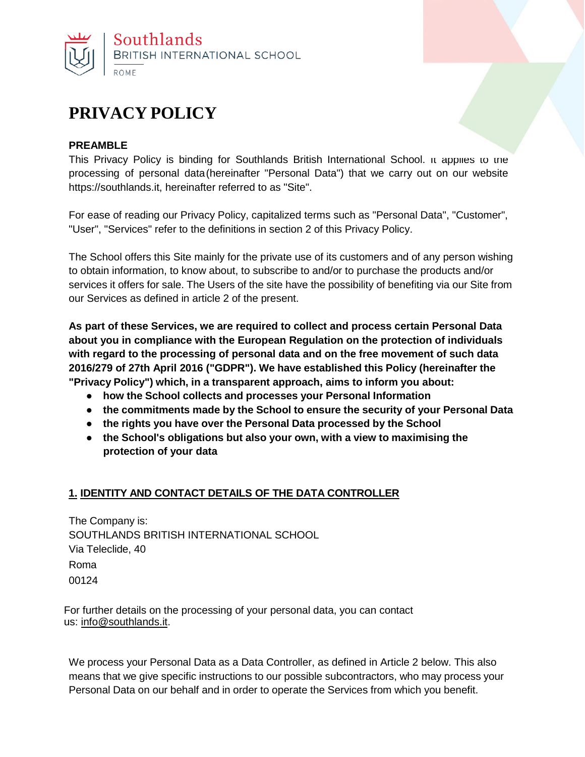Southlands
BRITISH INTERNATIONAL SCHOOL
ROME

# PRIVACY POLICY

**PREAMBLE**

This Privacy Policy is binding for Southlands British International School. It applies to the processing of personal data (hereinafter "Personal Data") that we carry out on our website https://southlands.it, hereinafter referred to as "Site".

For ease of reading our Privacy Policy, capitalized terms such as "Personal Data", "Customer", "User", "Services" refer to the definitions in section 2 of this Privacy Policy.

The School offers this Site mainly for the private use of its customers and of any person wishing to obtain information, to know about, to subscribe to and/or to purchase the products and/or services it offers for sale. The Users of the site have the possibility of benefiting via our Site from our Services as defined in article 2 of the present.

**As part of these Services, we are required to collect and process certain Personal Data about you in compliance with the European Regulation on the protection of individuals with regard to the processing of personal data and on the free movement of such data 2016/279 of 27th April 2016 ("GDPR"). We have established this Policy (hereinafter the "Privacy Policy") which, in a transparent approach, aims to inform you about:**

- **how the School collects and processes your Personal Information**
- **the commitments made by the School to ensure the security of your Personal Data**
- **the rights you have over the Personal Data processed by the School**
- **the School's obligations but also your own, with a view to maximising the protection of your data**

## 1. IDENTITY AND CONTACT DETAILS OF THE DATA CONTROLLER

The Company is:
SOUTHLANDS BRITISH INTERNATIONAL SCHOOL
Via Teleclide, 40
Roma
00124

For further details on the processing of your personal data, you can contact us: info@southlands.it.

We process your Personal Data as a Data Controller, as defined in Article 2 below. This also means that we give specific instructions to our possible subcontractors, who may process your Personal Data on our behalf and in order to operate the Services from which you benefit.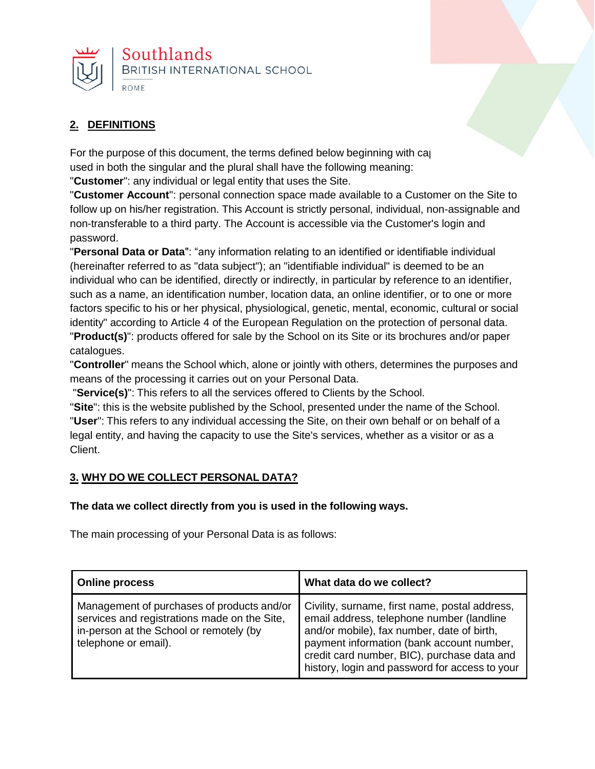## 2. DEFINITIONS

For the purpose of this document, the terms defined below beginning with ca used in both the singular and the plural shall have the following meaning:

"**Customer**": any individual or legal entity that uses the Site.

"**Customer Account**": personal connection space made available to a Customer on the Site to follow up on his/her registration. This Account is strictly personal, individual, non-assignable and non-transferable to a third party. The Account is accessible via the Customer's login and password.

"**Personal Data or Data**": "any information relating to an identified or identifiable individual (hereinafter referred to as "data subject"); an "identifiable individual" is deemed to be an individual who can be identified, directly or indirectly, in particular by reference to an identifier, such as a name, an identification number, location data, an online identifier, or to one or more factors specific to his or her physical, physiological, genetic, mental, economic, cultural or social identity" according to Article 4 of the European Regulation on the protection of personal data.

"**Product(s)**": products offered for sale by the School on its Site or its brochures and/or paper catalogues.

"**Controller**" means the School which, alone or jointly with others, determines the purposes and means of the processing it carries out on your Personal Data.

"**Service(s)**": This refers to all the services offered to Clients by the School.

"**Site**": this is the website published by the School, presented under the name of the School.

"**User**": This refers to any individual accessing the Site, on their own behalf or on behalf of a legal entity, and having the capacity to use the Site's services, whether as a visitor or as a Client.

## 3. WHY DO WE COLLECT PERSONAL DATA?

**The data we collect directly from you is used in the following ways.**

The main processing of your Personal Data is as follows:

| Online process | What data do we collect? |
|---|---|
| Management of purchases of products and/or services and registrations made on the Site, in-person at the School or remotely (by telephone or email). | Civility, surname, first name, postal address, email address, telephone number (landline and/or mobile), fax number, date of birth, payment information (bank account number, credit card number, BIC), purchase data and history, login and password for access to your |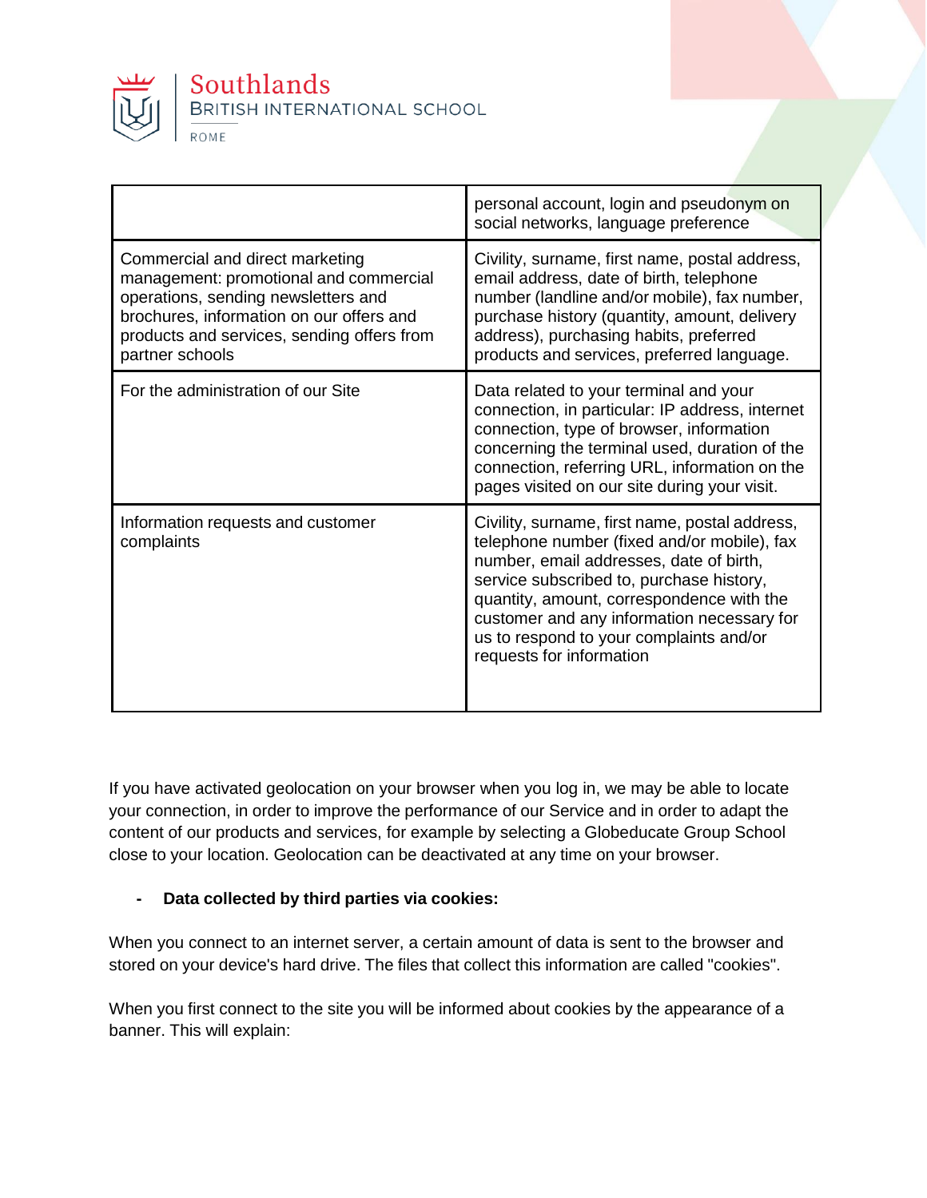| | |
|---|---|
| | personal account, login and pseudonym on social networks, language preference |
| Commercial and direct marketing management: promotional and commercial operations, sending newsletters and brochures, information on our offers and products and services, sending offers from partner schools | Civility, surname, first name, postal address, email address, date of birth, telephone number (landline and/or mobile), fax number, purchase history (quantity, amount, delivery address), purchasing habits, preferred products and services, preferred language. |
| For the administration of our Site | Data related to your terminal and your connection, in particular: IP address, internet connection, type of browser, information concerning the terminal used, duration of the connection, referring URL, information on the pages visited on our site during your visit. |
| Information requests and customer complaints | Civility, surname, first name, postal address, telephone number (fixed and/or mobile), fax number, email addresses, date of birth, service subscribed to, purchase history, quantity, amount, correspondence with the customer and any information necessary for us to respond to your complaints and/or requests for information |

If you have activated geolocation on your browser when you log in, we may be able to locate your connection, in order to improve the performance of our Service and in order to adapt the content of our products and services, for example by selecting a Globeducate Group School close to your location. Geolocation can be deactivated at any time on your browser.

- **Data collected by third parties via cookies:**

When you connect to an internet server, a certain amount of data is sent to the browser and stored on your device's hard drive. The files that collect this information are called "cookies".

When you first connect to the site you will be informed about cookies by the appearance of a banner. This will explain: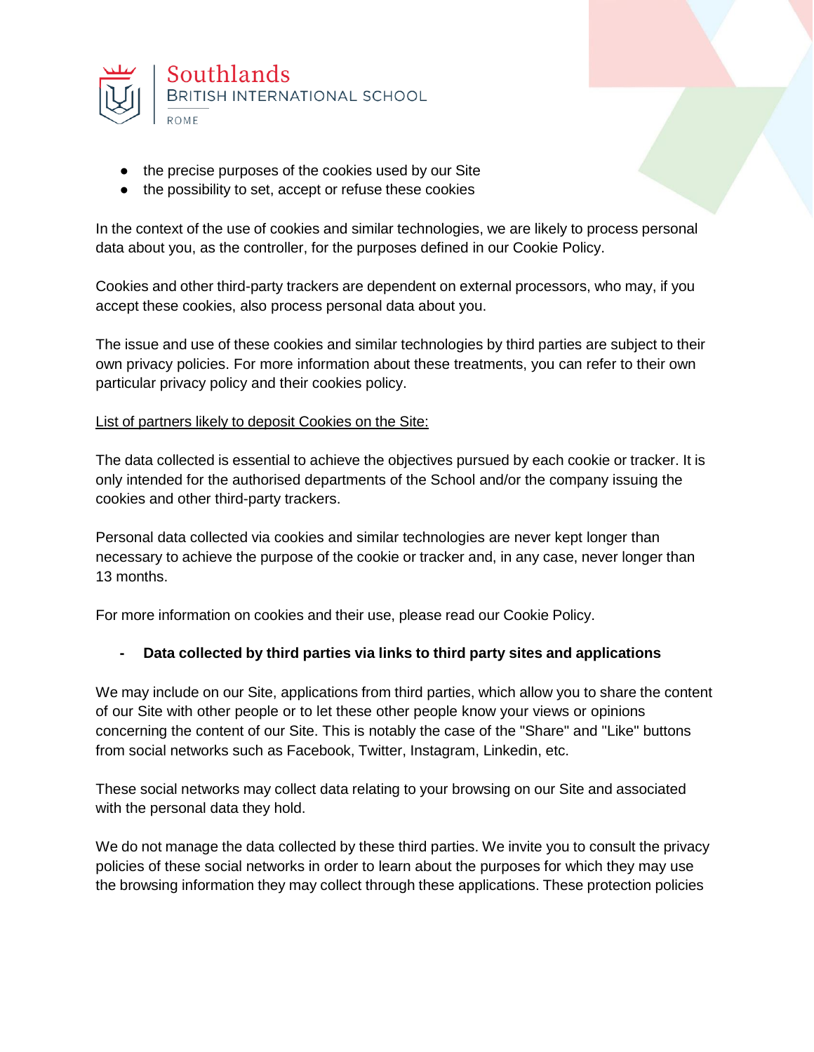- the precise purposes of the cookies used by our Site
- the possibility to set, accept or refuse these cookies

In the context of the use of cookies and similar technologies, we are likely to process personal data about you, as the controller, for the purposes defined in our Cookie Policy.

Cookies and other third-party trackers are dependent on external processors, who may, if you accept these cookies, also process personal data about you.

The issue and use of these cookies and similar technologies by third parties are subject to their own privacy policies. For more information about these treatments, you can refer to their own particular privacy policy and their cookies policy.

<u>List of partners likely to deposit Cookies on the Site:</u>

The data collected is essential to achieve the objectives pursued by each cookie or tracker. It is only intended for the authorised departments of the School and/or the company issuing the cookies and other third-party trackers.

Personal data collected via cookies and similar technologies are never kept longer than necessary to achieve the purpose of the cookie or tracker and, in any case, never longer than 13 months.

For more information on cookies and their use, please read our Cookie Policy.

- **Data collected by third parties via links to third party sites and applications**

We may include on our Site, applications from third parties, which allow you to share the content of our Site with other people or to let these other people know your views or opinions concerning the content of our Site. This is notably the case of the "Share" and "Like" buttons from social networks such as Facebook, Twitter, Instagram, Linkedin, etc.

These social networks may collect data relating to your browsing on our Site and associated with the personal data they hold.

We do not manage the data collected by these third parties. We invite you to consult the privacy policies of these social networks in order to learn about the purposes for which they may use the browsing information they may collect through these applications. These protection policies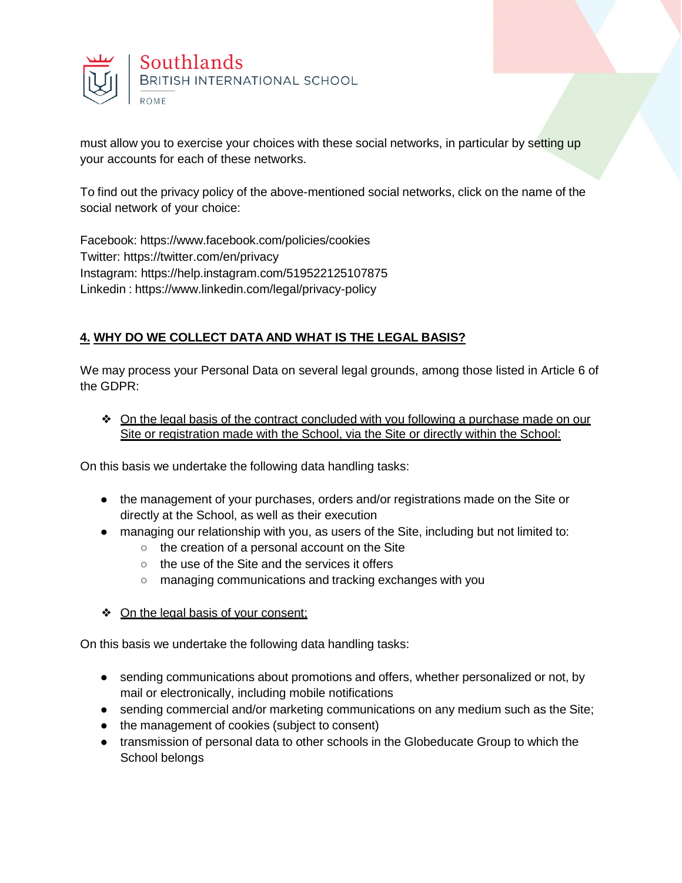must allow you to exercise your choices with these social networks, in particular by setting up your accounts for each of these networks.

To find out the privacy policy of the above-mentioned social networks, click on the name of the social network of your choice:

Facebook: https://www.facebook.com/policies/cookies
Twitter: https://twitter.com/en/privacy
Instagram: https://help.instagram.com/519522125107875
Linkedin : https://www.linkedin.com/legal/privacy-policy

## 4. WHY DO WE COLLECT DATA AND WHAT IS THE LEGAL BASIS?

We may process your Personal Data on several legal grounds, among those listed in Article 6 of the GDPR:

- On the legal basis of the contract concluded with you following a purchase made on our Site or registration made with the School, via the Site or directly within the School:

On this basis we undertake the following data handling tasks:

- the management of your purchases, orders and/or registrations made on the Site or directly at the School, as well as their execution
- managing our relationship with you, as users of the Site, including but not limited to:
  - the creation of a personal account on the Site
  - the use of the Site and the services it offers
  - managing communications and tracking exchanges with you

- On the legal basis of your consent;

On this basis we undertake the following data handling tasks:

- sending communications about promotions and offers, whether personalized or not, by mail or electronically, including mobile notifications
- sending commercial and/or marketing communications on any medium such as the Site;
- the management of cookies (subject to consent)
- transmission of personal data to other schools in the Globeducate Group to which the School belongs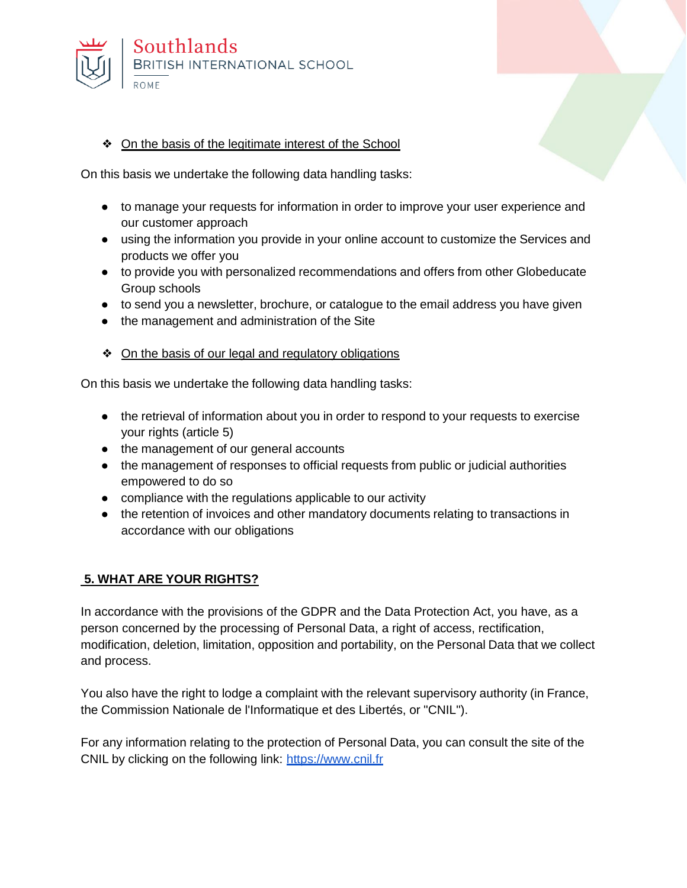- On the basis of the legitimate interest of the School

On this basis we undertake the following data handling tasks:

- to manage your requests for information in order to improve your user experience and our customer approach
- using the information you provide in your online account to customize the Services and products we offer you
- to provide you with personalized recommendations and offers from other Globeducate Group schools
- to send you a newsletter, brochure, or catalogue to the email address you have given
- the management and administration of the Site

- On the basis of our legal and regulatory obligations

On this basis we undertake the following data handling tasks:

- the retrieval of information about you in order to respond to your requests to exercise your rights (article 5)
- the management of our general accounts
- the management of responses to official requests from public or judicial authorities empowered to do so
- compliance with the regulations applicable to our activity
- the retention of invoices and other mandatory documents relating to transactions in accordance with our obligations

## 5. WHAT ARE YOUR RIGHTS?

In accordance with the provisions of the GDPR and the Data Protection Act, you have, as a person concerned by the processing of Personal Data, a right of access, rectification, modification, deletion, limitation, opposition and portability, on the Personal Data that we collect and process.

You also have the right to lodge a complaint with the relevant supervisory authority (in France, the Commission Nationale de l'Informatique et des Libertés, or "CNIL").

For any information relating to the protection of Personal Data, you can consult the site of the CNIL by clicking on the following link: [https://www.cnil.fr](https://www.cnil.fr)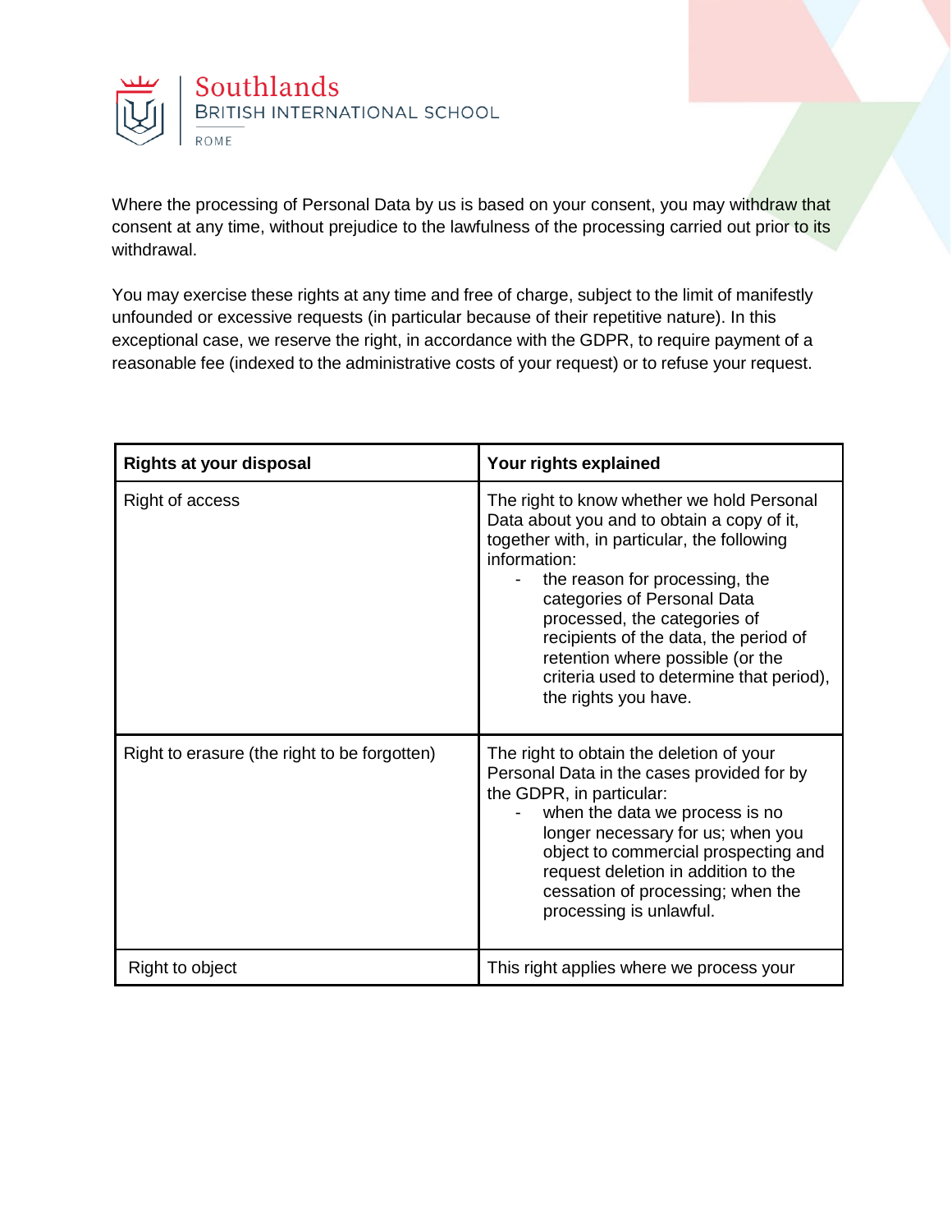Where the processing of Personal Data by us is based on your consent, you may withdraw that consent at any time, without prejudice to the lawfulness of the processing carried out prior to its withdrawal.

You may exercise these rights at any time and free of charge, subject to the limit of manifestly unfounded or excessive requests (in particular because of their repetitive nature). In this exceptional case, we reserve the right, in accordance with the GDPR, to require payment of a reasonable fee (indexed to the administrative costs of your request) or to refuse your request.

| Rights at your disposal | Your rights explained |
|---|---|
| Right of access | The right to know whether we hold Personal Data about you and to obtain a copy of it, together with, in particular, the following information:<br>- the reason for processing, the categories of Personal Data processed, the categories of recipients of the data, the period of retention where possible (or the criteria used to determine that period), the rights you have. |
| Right to erasure (the right to be forgotten) | The right to obtain the deletion of your Personal Data in the cases provided for by the GDPR, in particular:<br>- when the data we process is no longer necessary for us; when you object to commercial prospecting and request deletion in addition to the cessation of processing; when the processing is unlawful. |
| Right to object | This right applies where we process your |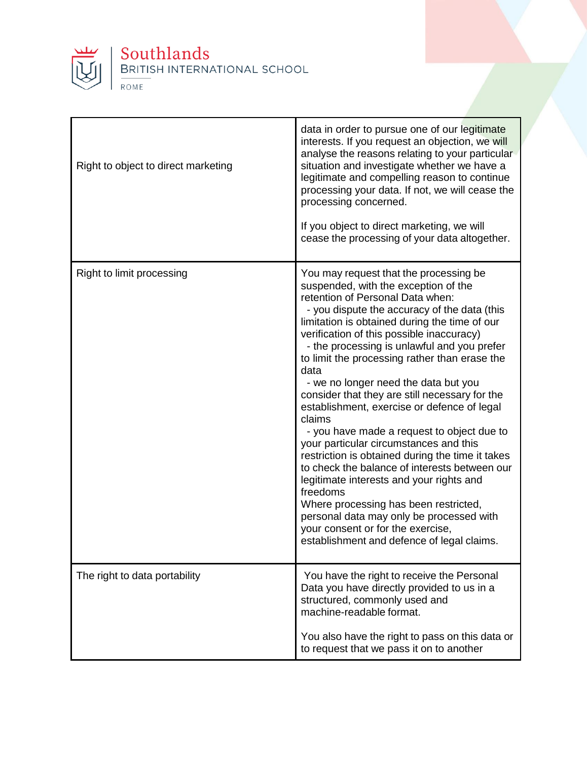| | |
|---|---|
| Right to object to direct marketing | data in order to pursue one of our legitimate interests. If you request an objection, we will analyse the reasons relating to your particular situation and investigate whether we have a legitimate and compelling reason to continue processing your data. If not, we will cease the processing concerned.<br><br>If you object to direct marketing, we will cease the processing of your data altogether. |
| Right to limit processing | You may request that the processing be suspended, with the exception of the retention of Personal Data when:<br>- you dispute the accuracy of the data (this limitation is obtained during the time of our verification of this possible inaccuracy)<br>- the processing is unlawful and you prefer to limit the processing rather than erase the data<br>- we no longer need the data but you consider that they are still necessary for the establishment, exercise or defence of legal claims<br>- you have made a request to object due to your particular circumstances and this restriction is obtained during the time it takes to check the balance of interests between our legitimate interests and your rights and freedoms<br>Where processing has been restricted, personal data may only be processed with your consent or for the exercise, establishment and defence of legal claims. |
| The right to data portability | You have the right to receive the Personal Data you have directly provided to us in a structured, commonly used and machine-readable format.<br><br>You also have the right to pass on this data or to request that we pass it on to another |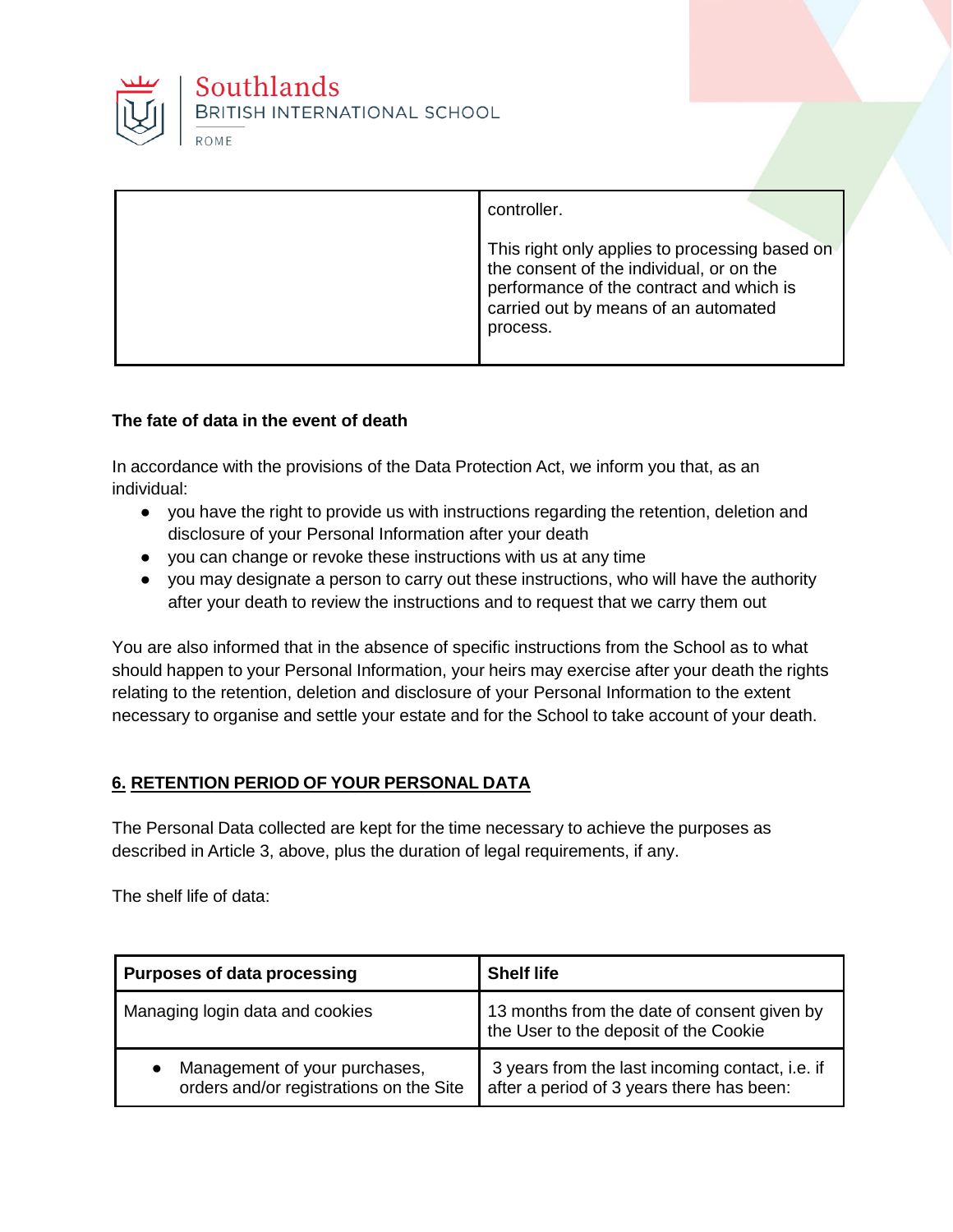| | |
|---|---|
| | controller.<br><br>This right only applies to processing based on the consent of the individual, or on the performance of the contract and which is carried out by means of an automated process. |

**The fate of data in the event of death**

In accordance with the provisions of the Data Protection Act, we inform you that, as an individual:

- you have the right to provide us with instructions regarding the retention, deletion and disclosure of your Personal Information after your death
- you can change or revoke these instructions with us at any time
- you may designate a person to carry out these instructions, who will have the authority after your death to review the instructions and to request that we carry them out

You are also informed that in the absence of specific instructions from the School as to what should happen to your Personal Information, your heirs may exercise after your death the rights relating to the retention, deletion and disclosure of your Personal Information to the extent necessary to organise and settle your estate and for the School to take account of your death.

## 6. RETENTION PERIOD OF YOUR PERSONAL DATA

The Personal Data collected are kept for the time necessary to achieve the purposes as described in Article 3, above, plus the duration of legal requirements, if any.

The shelf life of data:

| Purposes of data processing | Shelf life |
|---|---|
| Managing login data and cookies | 13 months from the date of consent given by the User to the deposit of the Cookie |
| • Management of your purchases, orders and/or registrations on the Site | 3 years from the last incoming contact, i.e. if after a period of 3 years there has been: |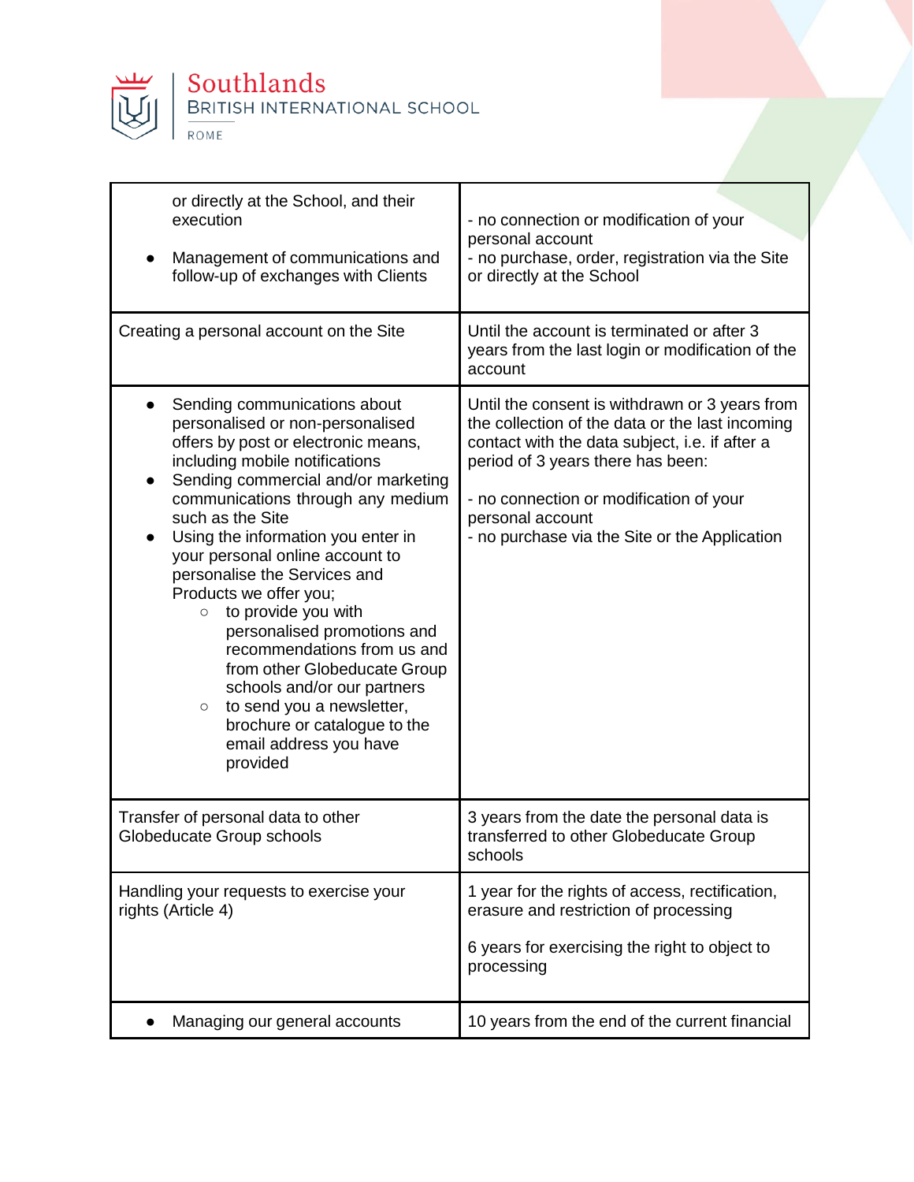| | |
|---|---|
| or directly at the School, and their execution<br>• Management of communications and follow-up of exchanges with Clients | - no connection or modification of your personal account<br>- no purchase, order, registration via the Site or directly at the School |
| Creating a personal account on the Site | Until the account is terminated or after 3 years from the last login or modification of the account |
| • Sending communications about personalised or non-personalised offers by post or electronic means, including mobile notifications<br>• Sending commercial and/or marketing communications through any medium such as the Site<br>• Using the information you enter in your personal online account to personalise the Services and Products we offer you;<br>&nbsp;&nbsp;&nbsp;&nbsp;○ to provide you with personalised promotions and recommendations from us and from other Globeducate Group schools and/or our partners<br>&nbsp;&nbsp;&nbsp;&nbsp;○ to send you a newsletter, brochure or catalogue to the email address you have provided | Until the consent is withdrawn or 3 years from the collection of the data or the last incoming contact with the data subject, i.e. if after a period of 3 years there has been:<br><br>- no connection or modification of your personal account<br>- no purchase via the Site or the Application |
| Transfer of personal data to other Globeducate Group schools | 3 years from the date the personal data is transferred to other Globeducate Group schools |
| Handling your requests to exercise your rights (Article 4) | 1 year for the rights of access, rectification, erasure and restriction of processing<br><br>6 years for exercising the right to object to processing |
| • Managing our general accounts | 10 years from the end of the current financial |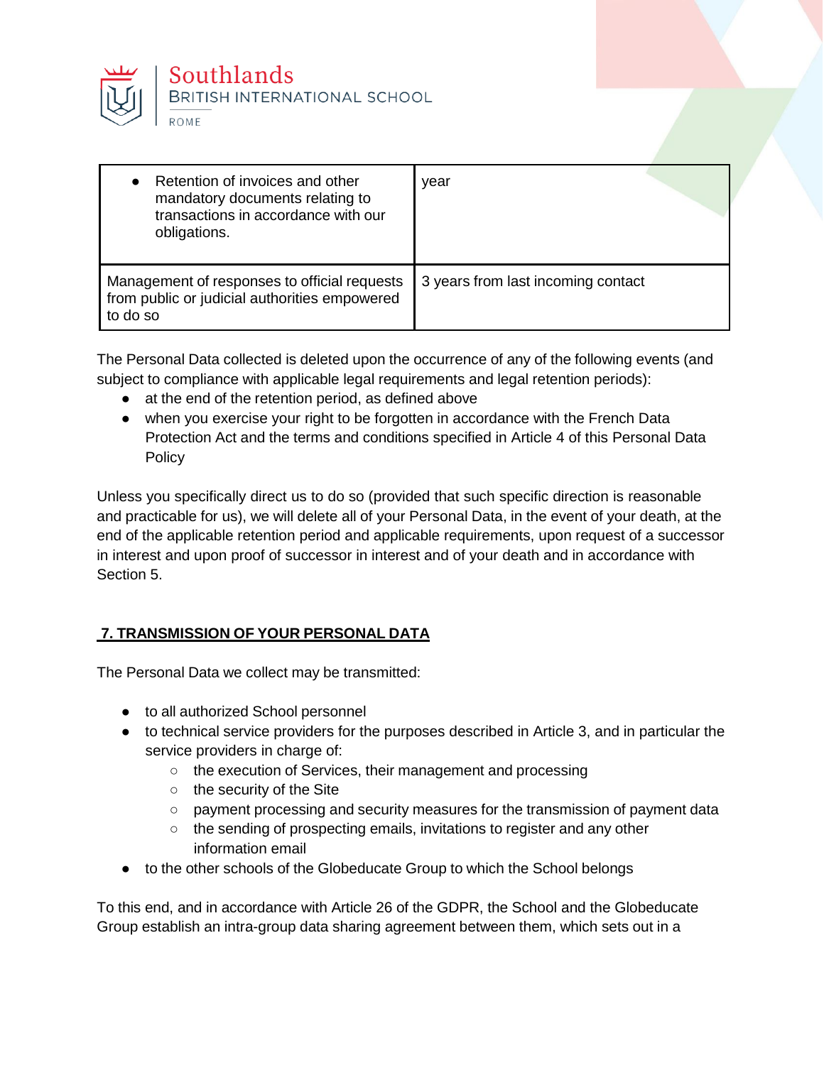| | |
|---|---|
| • Retention of invoices and other mandatory documents relating to transactions in accordance with our obligations. | year |
| Management of responses to official requests from public or judicial authorities empowered to do so | 3 years from last incoming contact |

The Personal Data collected is deleted upon the occurrence of any of the following events (and subject to compliance with applicable legal requirements and legal retention periods):

- at the end of the retention period, as defined above
- when you exercise your right to be forgotten in accordance with the French Data Protection Act and the terms and conditions specified in Article 4 of this Personal Data Policy

Unless you specifically direct us to do so (provided that such specific direction is reasonable and practicable for us), we will delete all of your Personal Data, in the event of your death, at the end of the applicable retention period and applicable requirements, upon request of a successor in interest and upon proof of successor in interest and of your death and in accordance with Section 5.

## 7. TRANSMISSION OF YOUR PERSONAL DATA

The Personal Data we collect may be transmitted:

- to all authorized School personnel
- to technical service providers for the purposes described in Article 3, and in particular the service providers in charge of:
  - the execution of Services, their management and processing
  - the security of the Site
  - payment processing and security measures for the transmission of payment data
  - the sending of prospecting emails, invitations to register and any other information email
- to the other schools of the Globeducate Group to which the School belongs

To this end, and in accordance with Article 26 of the GDPR, the School and the Globeducate Group establish an intra-group data sharing agreement between them, which sets out in a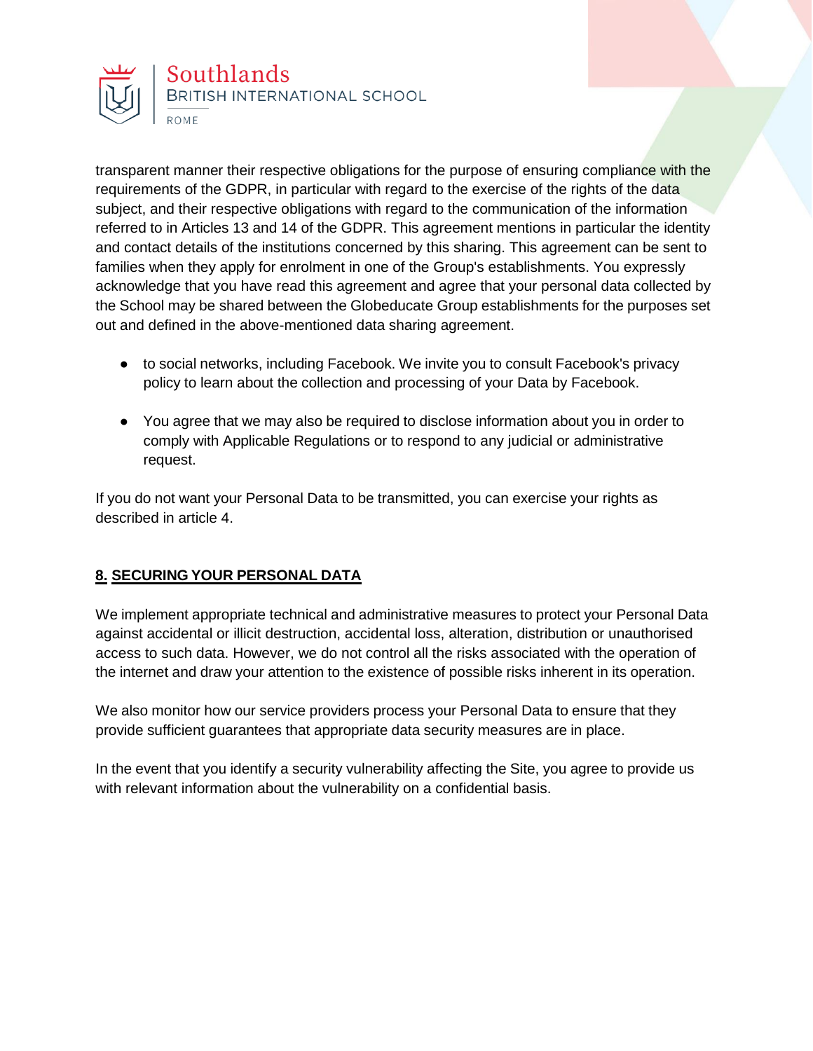transparent manner their respective obligations for the purpose of ensuring compliance with the requirements of the GDPR, in particular with regard to the exercise of the rights of the data subject, and their respective obligations with regard to the communication of the information referred to in Articles 13 and 14 of the GDPR. This agreement mentions in particular the identity and contact details of the institutions concerned by this sharing. This agreement can be sent to families when they apply for enrolment in one of the Group's establishments. You expressly acknowledge that you have read this agreement and agree that your personal data collected by the School may be shared between the Globeducate Group establishments for the purposes set out and defined in the above-mentioned data sharing agreement.

- to social networks, including Facebook. We invite you to consult Facebook's privacy policy to learn about the collection and processing of your Data by Facebook.
- You agree that we may also be required to disclose information about you in order to comply with Applicable Regulations or to respond to any judicial or administrative request.

If you do not want your Personal Data to be transmitted, you can exercise your rights as described in article 4.

## 8. SECURING YOUR PERSONAL DATA

We implement appropriate technical and administrative measures to protect your Personal Data against accidental or illicit destruction, accidental loss, alteration, distribution or unauthorised access to such data. However, we do not control all the risks associated with the operation of the internet and draw your attention to the existence of possible risks inherent in its operation.

We also monitor how our service providers process your Personal Data to ensure that they provide sufficient guarantees that appropriate data security measures are in place.

In the event that you identify a security vulnerability affecting the Site, you agree to provide us with relevant information about the vulnerability on a confidential basis.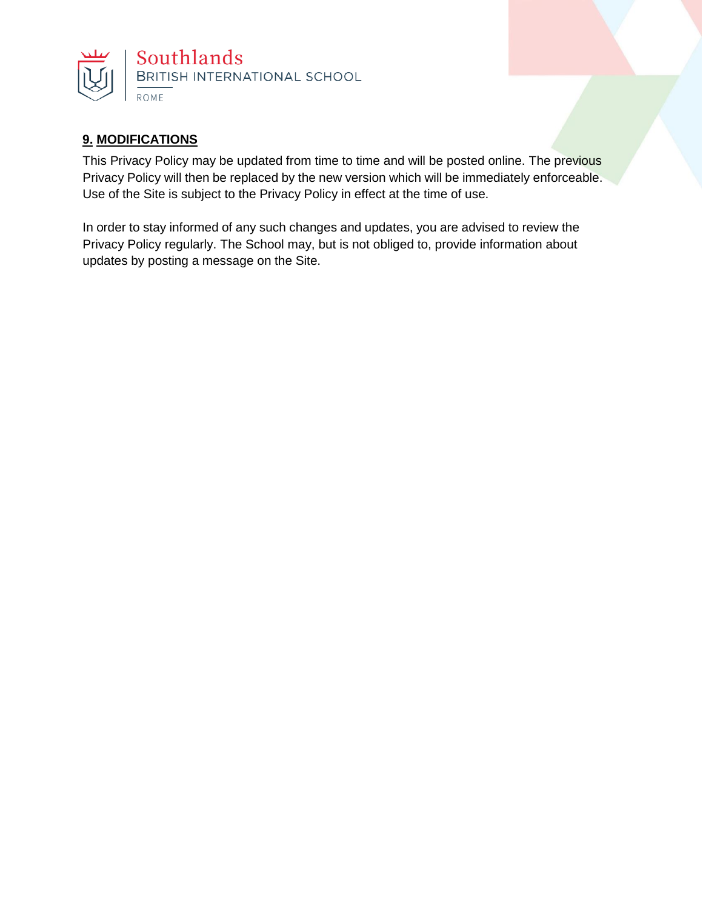## 9. MODIFICATIONS

This Privacy Policy may be updated from time to time and will be posted online. The previous Privacy Policy will then be replaced by the new version which will be immediately enforceable. Use of the Site is subject to the Privacy Policy in effect at the time of use.

In order to stay informed of any such changes and updates, you are advised to review the Privacy Policy regularly. The School may, but is not obliged to, provide information about updates by posting a message on the Site.